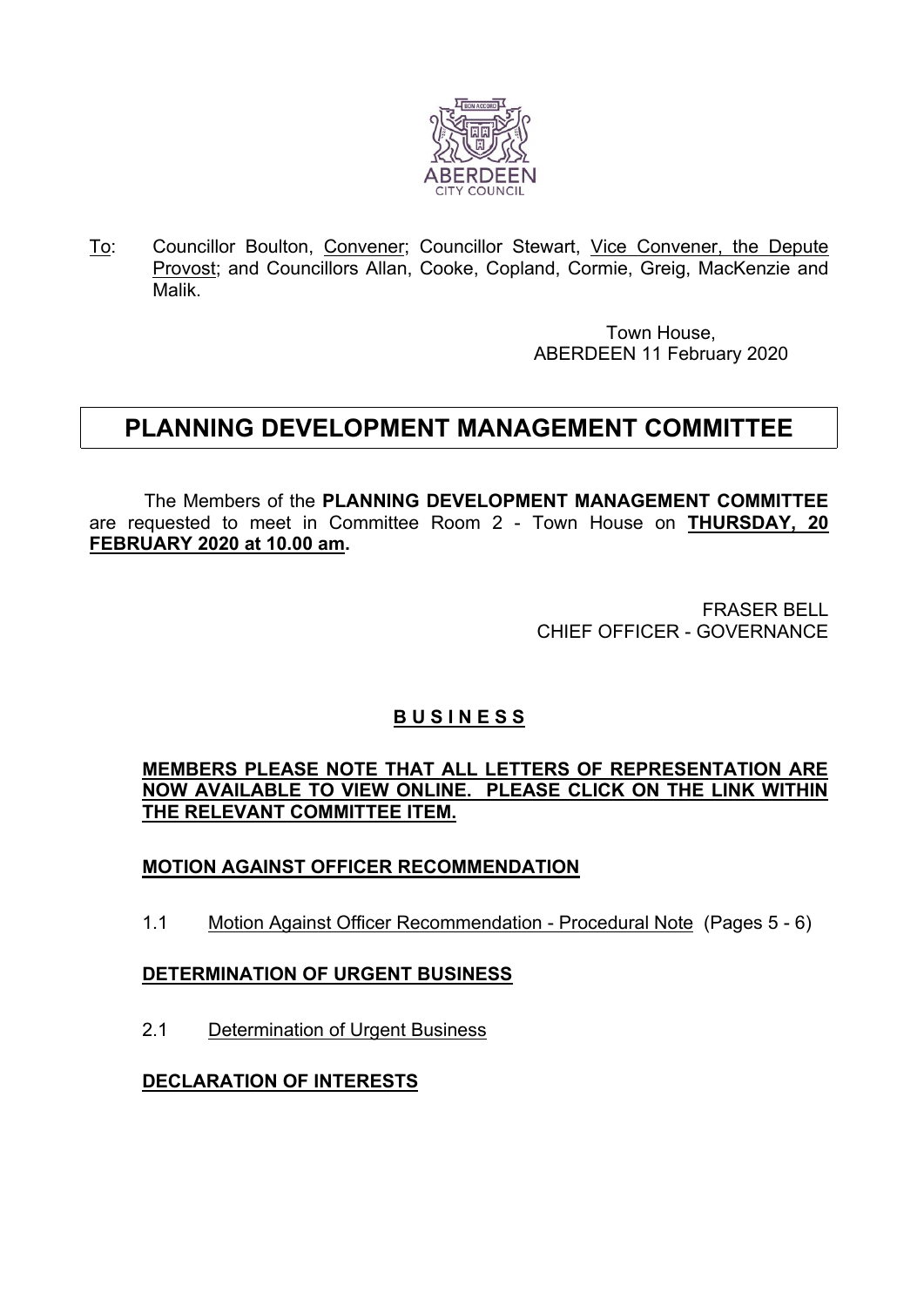To: Councillor Boulton, Convener; Councillor Stewart, Vice Convener, the Depute Provost; and Councillors Allan, Cooke, Copland, Cormie, Greig, MacKenzie and Malik.

Town House,
ABERDEEN 11 February 2020

# PLANNING DEVELOPMENT MANAGEMENT COMMITTEE

The Members of the **PLANNING DEVELOPMENT MANAGEMENT COMMITTEE** are requested to meet in Committee Room 2 - Town House on **THURSDAY, 20 FEBRUARY 2020 at 10.00 am.**

FRASER BELL
CHIEF OFFICER - GOVERNANCE

## B U S I N E S S

**MEMBERS PLEASE NOTE THAT ALL LETTERS OF REPRESENTATION ARE NOW AVAILABLE TO VIEW ONLINE. PLEASE CLICK ON THE LINK WITHIN THE RELEVANT COMMITTEE ITEM.**

**MOTION AGAINST OFFICER RECOMMENDATION**

1.1 Motion Against Officer Recommendation - Procedural Note (Pages 5 - 6)

**DETERMINATION OF URGENT BUSINESS**

2.1 Determination of Urgent Business

**DECLARATION OF INTERESTS**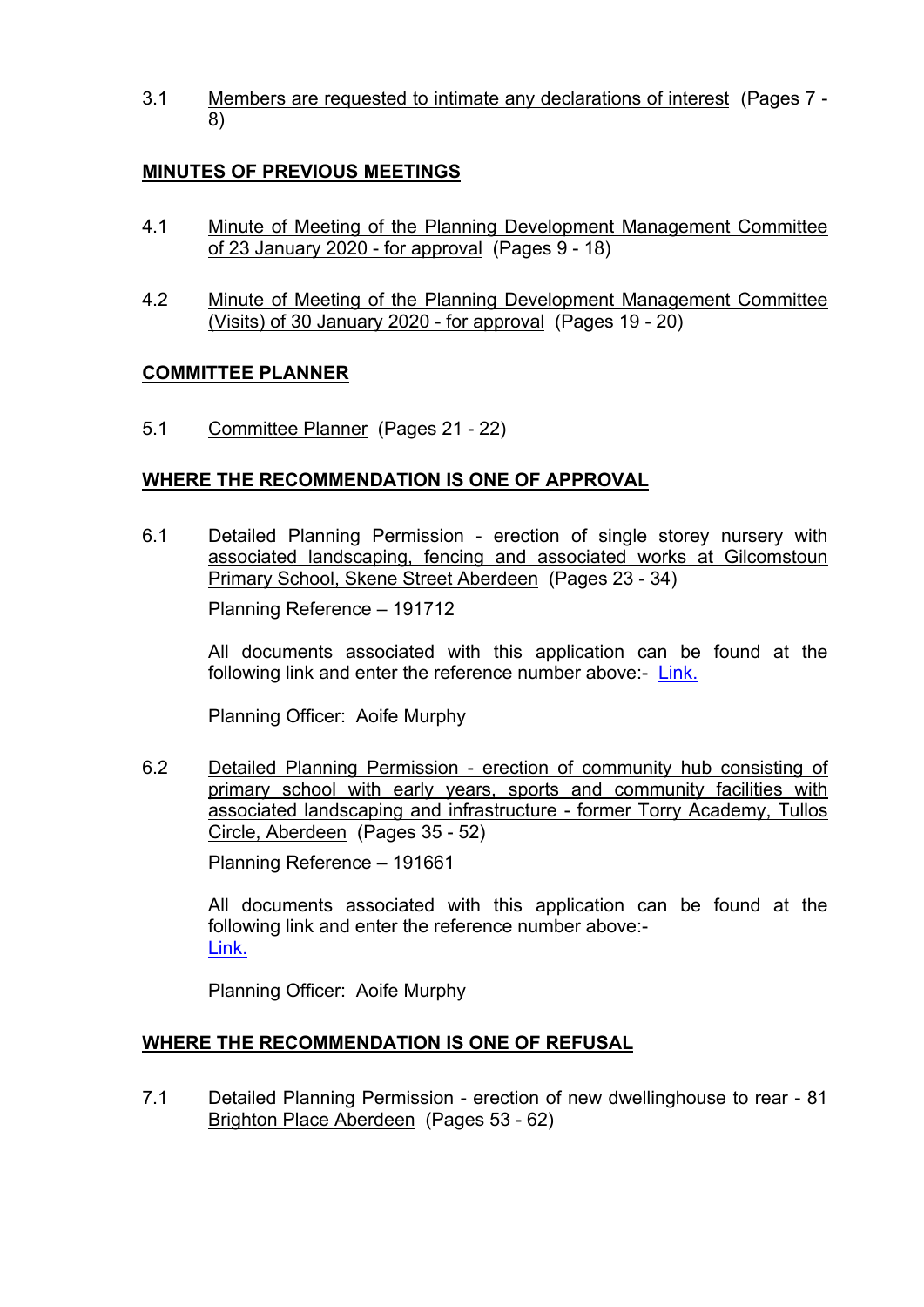3.1 Members are requested to intimate any declarations of interest (Pages 7 - 8)

## MINUTES OF PREVIOUS MEETINGS

4.1 Minute of Meeting of the Planning Development Management Committee of 23 January 2020 - for approval (Pages 9 - 18)

4.2 Minute of Meeting of the Planning Development Management Committee (Visits) of 30 January 2020 - for approval (Pages 19 - 20)

## COMMITTEE PLANNER

5.1 Committee Planner (Pages 21 - 22)

## WHERE THE RECOMMENDATION IS ONE OF APPROVAL

6.1 Detailed Planning Permission - erection of single storey nursery with associated landscaping, fencing and associated works at Gilcomstoun Primary School, Skene Street Aberdeen (Pages 23 - 34)

Planning Reference – 191712

All documents associated with this application can be found at the following link and enter the reference number above:- Link.

Planning Officer: Aoife Murphy

6.2 Detailed Planning Permission - erection of community hub consisting of primary school with early years, sports and community facilities with associated landscaping and infrastructure - former Torry Academy, Tullos Circle, Aberdeen (Pages 35 - 52)

Planning Reference – 191661

All documents associated with this application can be found at the following link and enter the reference number above:-
Link.

Planning Officer: Aoife Murphy

## WHERE THE RECOMMENDATION IS ONE OF REFUSAL

7.1 Detailed Planning Permission - erection of new dwellinghouse to rear - 81 Brighton Place Aberdeen (Pages 53 - 62)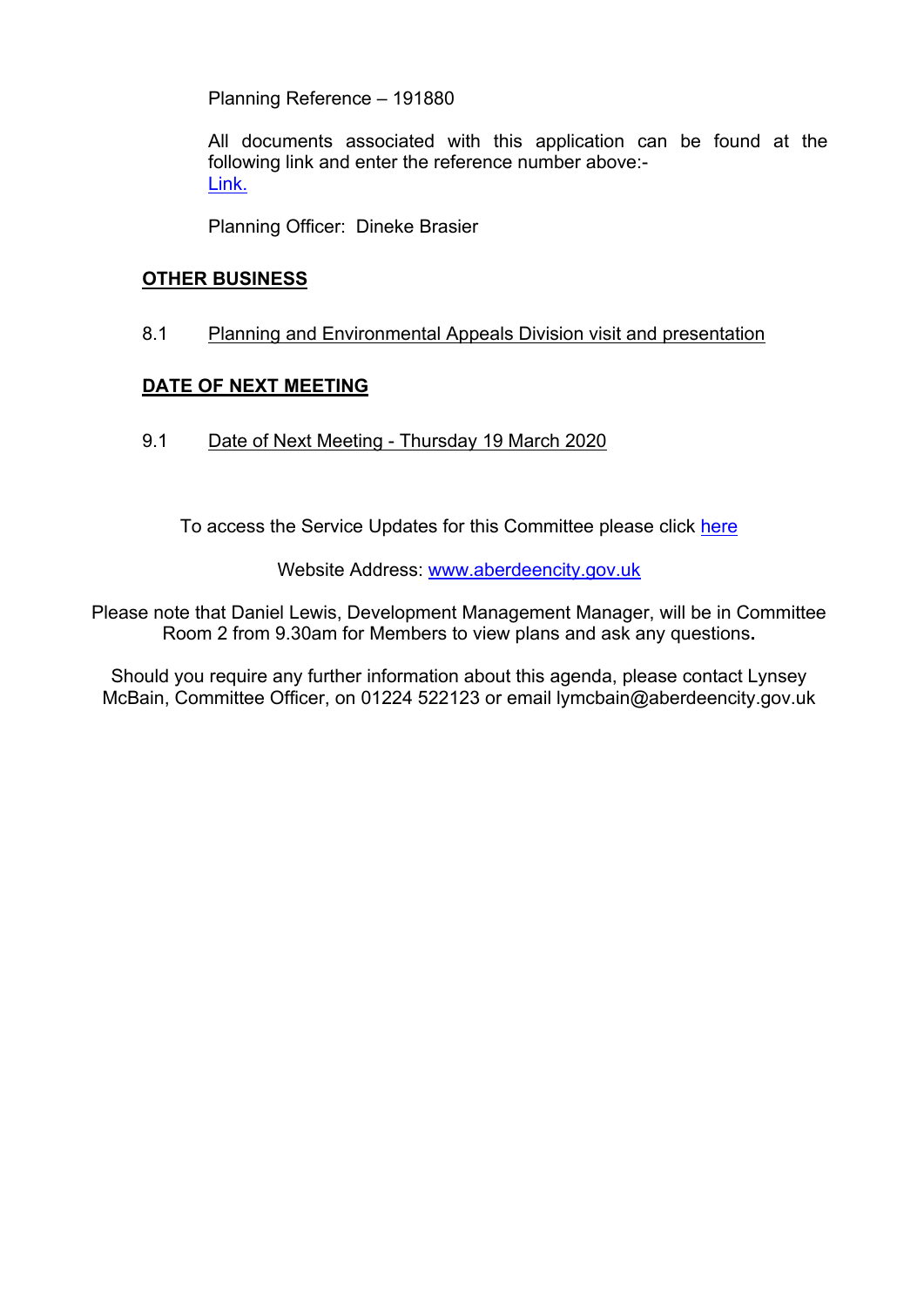Planning Reference – 191880

All documents associated with this application can be found at the following link and enter the reference number above:-
Link.

Planning Officer: Dineke Brasier

## OTHER BUSINESS

8.1 Planning and Environmental Appeals Division visit and presentation

## DATE OF NEXT MEETING

9.1 Date of Next Meeting - Thursday 19 March 2020

To access the Service Updates for this Committee please click here

Website Address: www.aberdeencity.gov.uk

Please note that Daniel Lewis, Development Management Manager, will be in Committee Room 2 from 9.30am for Members to view plans and ask any questions**.**

Should you require any further information about this agenda, please contact Lynsey McBain, Committee Officer, on 01224 522123 or email lymcbain@aberdeencity.gov.uk